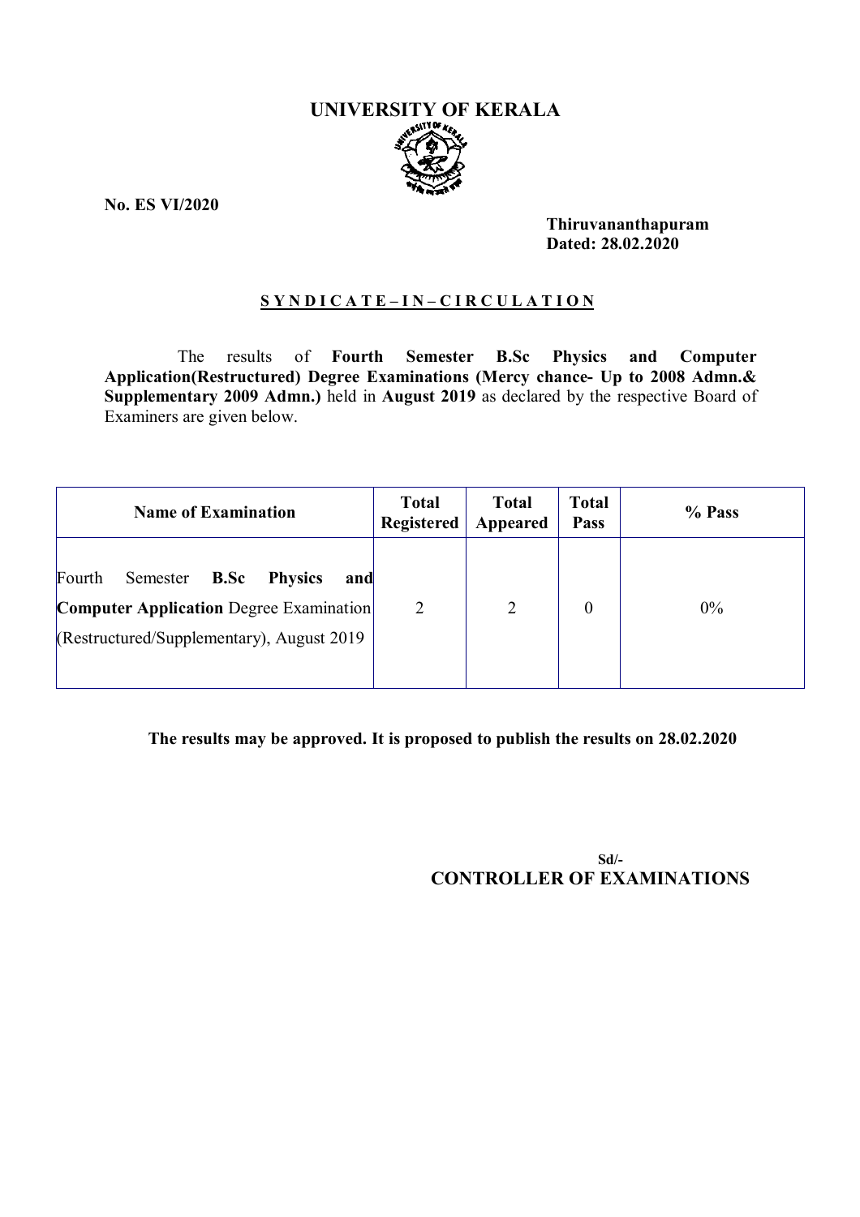# UNIVERSITY OF KERALA

**No. ES VI/2020**

**Thiruvananthapuram**
**Dated: 28.02.2020**

## S Y N D I C A T E – I N – C I R C U L A T I O N

The results of **Fourth Semester B.Sc Physics and Computer Application(Restructured) Degree Examinations (Mercy chance- Up to 2008 Admn.& Supplementary 2009 Admn.)** held in **August 2019** as declared by the respective Board of Examiners are given below.

| Name of Examination | Total Registered | Total Appeared | Total Pass | % Pass |
| --- | --- | --- | --- | --- |
| Fourth Semester **B.Sc Physics and Computer Application** Degree Examination (Restructured/Supplementary), August 2019 | 2 | 2 | 0 | 0% |

**The results may be approved. It is proposed to publish the results on 28.02.2020**

**Sd/-**
**CONTROLLER OF EXAMINATIONS**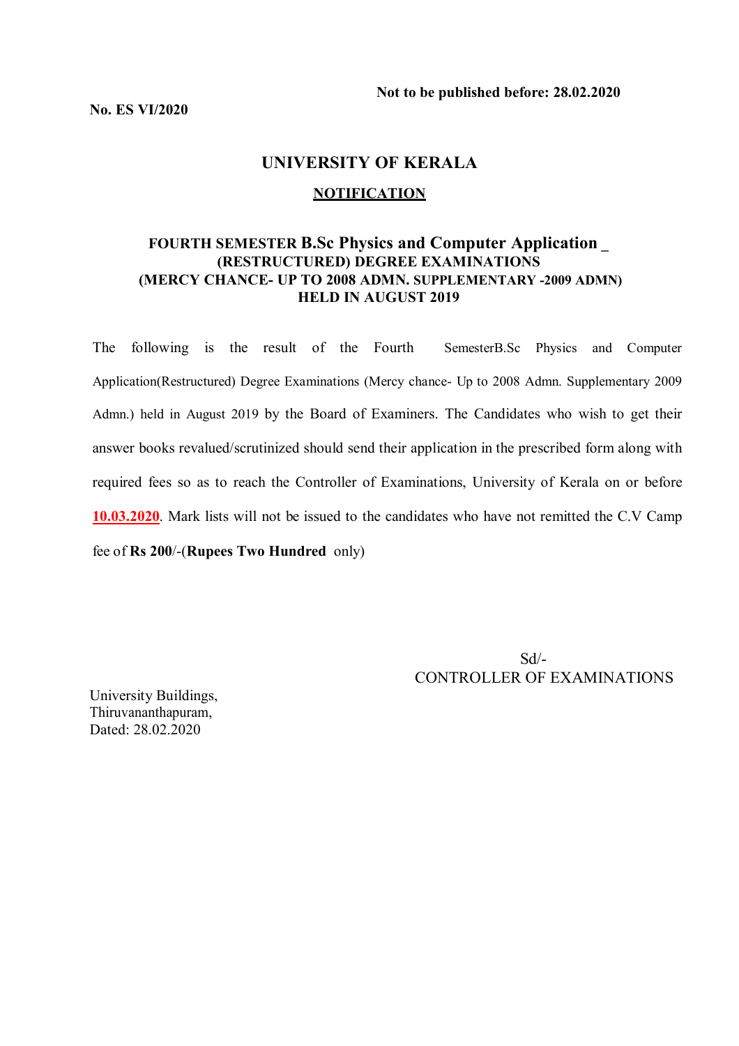Not to be published before: 28.02.2020

**No. ES VI/2020**

# UNIVERSITY OF KERALA

## NOTIFICATION

### FOURTH SEMESTER B.Sc Physics and Computer Application _ (RESTRUCTURED) DEGREE EXAMINATIONS (MERCY CHANCE- UP TO 2008 ADMN. SUPPLEMENTARY -2009 ADMN) HELD IN AUGUST 2019

The following is the result of the Fourth SemesterB.Sc Physics and Computer Application(Restructured) Degree Examinations (Mercy chance- Up to 2008 Admn. Supplementary 2009 Admn.) held in August 2019 by the Board of Examiners. The Candidates who wish to get their answer books revalued/scrutinized should send their application in the prescribed form along with required fees so as to reach the Controller of Examinations, University of Kerala on or before **10.03.2020**. Mark lists will not be issued to the candidates who have not remitted the C.V Camp fee of **Rs 200**/-(**Rupees Two Hundred** only)

Sd/-
CONTROLLER OF EXAMINATIONS

University Buildings,
Thiruvananthapuram,
Dated: 28.02.2020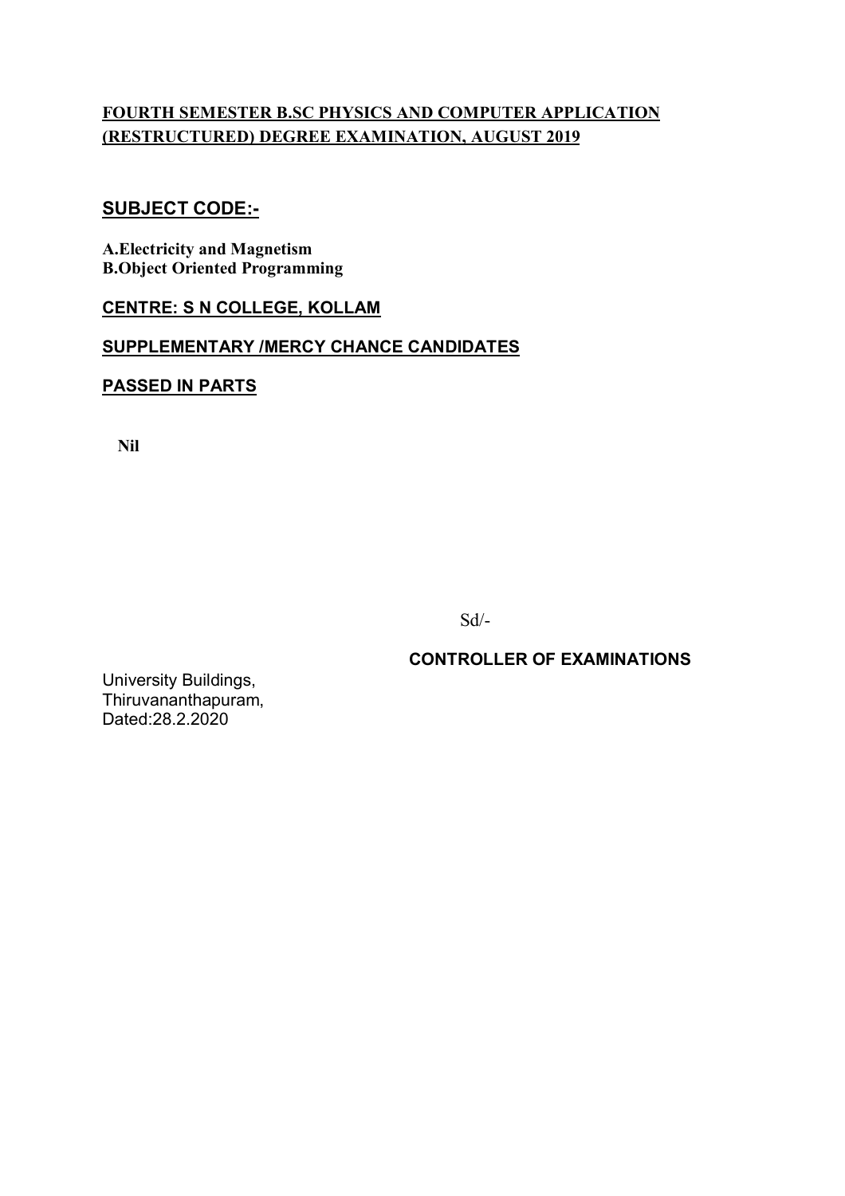**FOURTH SEMESTER B.SC PHYSICS AND COMPUTER APPLICATION (RESTRUCTURED) DEGREE EXAMINATION, AUGUST 2019**

**SUBJECT CODE:-**

**A.Electricity and Magnetism**
**B.Object Oriented Programming**

**CENTRE: S N COLLEGE, KOLLAM**

**SUPPLEMENTARY /MERCY CHANCE CANDIDATES**

**PASSED IN PARTS**

**Nil**

Sd/-

**CONTROLLER OF EXAMINATIONS**

University Buildings,
Thiruvananthapuram,
Dated:28.2.2020